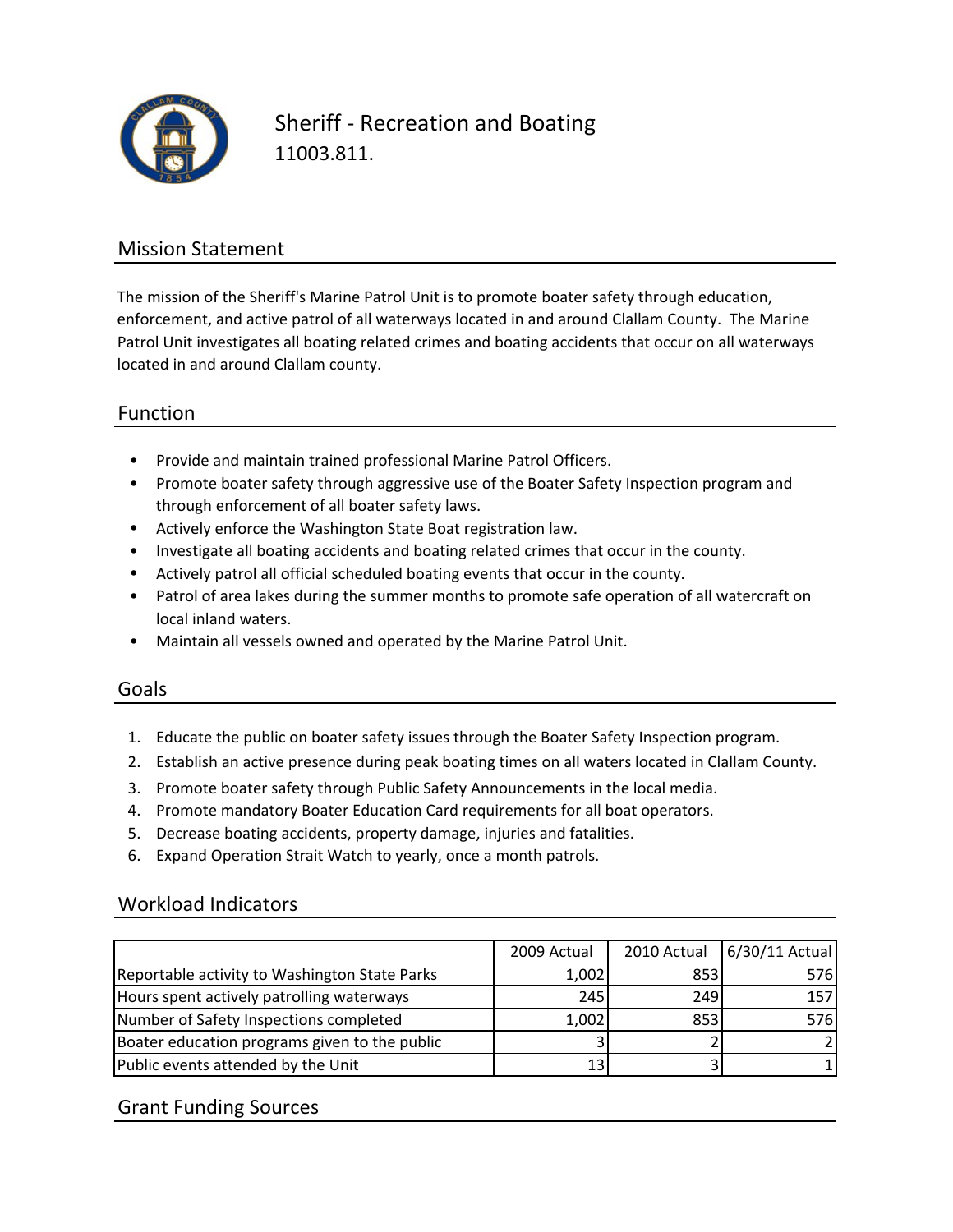# Sheriff - Recreation and Boating

11003.811.

## Mission Statement

The mission of the Sheriff's Marine Patrol Unit is to promote boater safety through education, enforcement, and active patrol of all waterways located in and around Clallam County. The Marine Patrol Unit investigates all boating related crimes and boating accidents that occur on all waterways located in and around Clallam county.

## Function

- Provide and maintain trained professional Marine Patrol Officers.
- Promote boater safety through aggressive use of the Boater Safety Inspection program and through enforcement of all boater safety laws.
- Actively enforce the Washington State Boat registration law.
- Investigate all boating accidents and boating related crimes that occur in the county.
- Actively patrol all official scheduled boating events that occur in the county.
- Patrol of area lakes during the summer months to promote safe operation of all watercraft on local inland waters.
- Maintain all vessels owned and operated by the Marine Patrol Unit.

## Goals

1. Educate the public on boater safety issues through the Boater Safety Inspection program.
2. Establish an active presence during peak boating times on all waters located in Clallam County.
3. Promote boater safety through Public Safety Announcements in the local media.
4. Promote mandatory Boater Education Card requirements for all boat operators.
5. Decrease boating accidents, property damage, injuries and fatalities.
6. Expand Operation Strait Watch to yearly, once a month patrols.

## Workload Indicators

| | 2009 Actual | 2010 Actual | 6/30/11 Actual |
|---|---|---|---|
| Reportable activity to Washington State Parks | 1,002 | 853 | 576 |
| Hours spent actively patrolling waterways | 245 | 249 | 157 |
| Number of Safety Inspections completed | 1,002 | 853 | 576 |
| Boater education programs given to the public | 3 | 2 | 2 |
| Public events attended by the Unit | 13 | 3 | 1 |

## Grant Funding Sources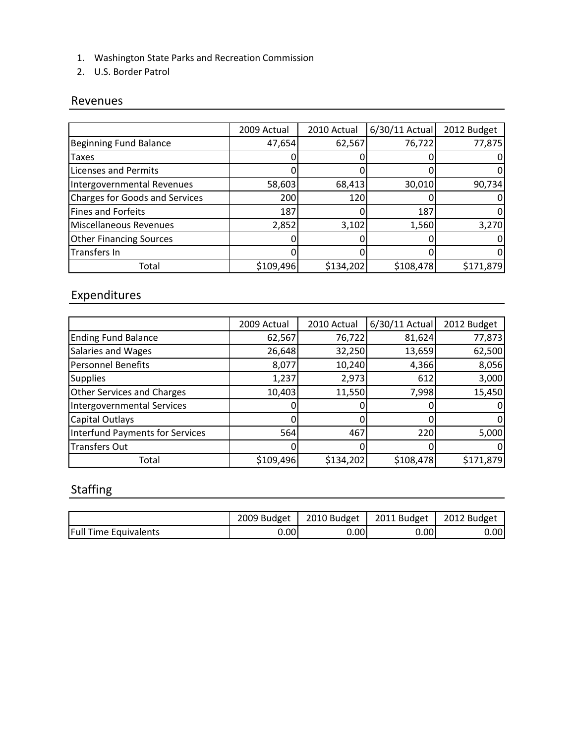1. Washington State Parks and Recreation Commission
2. U.S. Border Patrol

## Revenues

| | 2009 Actual | 2010 Actual | 6/30/11 Actual | 2012 Budget |
|---|---|---|---|---|
| Beginning Fund Balance | 47,654 | 62,567 | 76,722 | 77,875 |
| Taxes | 0 | 0 | 0 | 0 |
| Licenses and Permits | 0 | 0 | 0 | 0 |
| Intergovernmental Revenues | 58,603 | 68,413 | 30,010 | 90,734 |
| Charges for Goods and Services | 200 | 120 | 0 | 0 |
| Fines and Forfeits | 187 | 0 | 187 | 0 |
| Miscellaneous Revenues | 2,852 | 3,102 | 1,560 | 3,270 |
| Other Financing Sources | 0 | 0 | 0 | 0 |
| Transfers In | 0 | 0 | 0 | 0 |
| Total | $109,496 | $134,202 | $108,478 | $171,879 |

## Expenditures

| | 2009 Actual | 2010 Actual | 6/30/11 Actual | 2012 Budget |
|---|---|---|---|---|
| Ending Fund Balance | 62,567 | 76,722 | 81,624 | 77,873 |
| Salaries and Wages | 26,648 | 32,250 | 13,659 | 62,500 |
| Personnel Benefits | 8,077 | 10,240 | 4,366 | 8,056 |
| Supplies | 1,237 | 2,973 | 612 | 3,000 |
| Other Services and Charges | 10,403 | 11,550 | 7,998 | 15,450 |
| Intergovernmental Services | 0 | 0 | 0 | 0 |
| Capital Outlays | 0 | 0 | 0 | 0 |
| Interfund Payments for Services | 564 | 467 | 220 | 5,000 |
| Transfers Out | 0 | 0 | 0 | 0 |
| Total | $109,496 | $134,202 | $108,478 | $171,879 |

## Staffing

| | 2009 Budget | 2010 Budget | 2011 Budget | 2012 Budget |
|---|---|---|---|---|
| Full Time Equivalents | 0.00 | 0.00 | 0.00 | 0.00 |